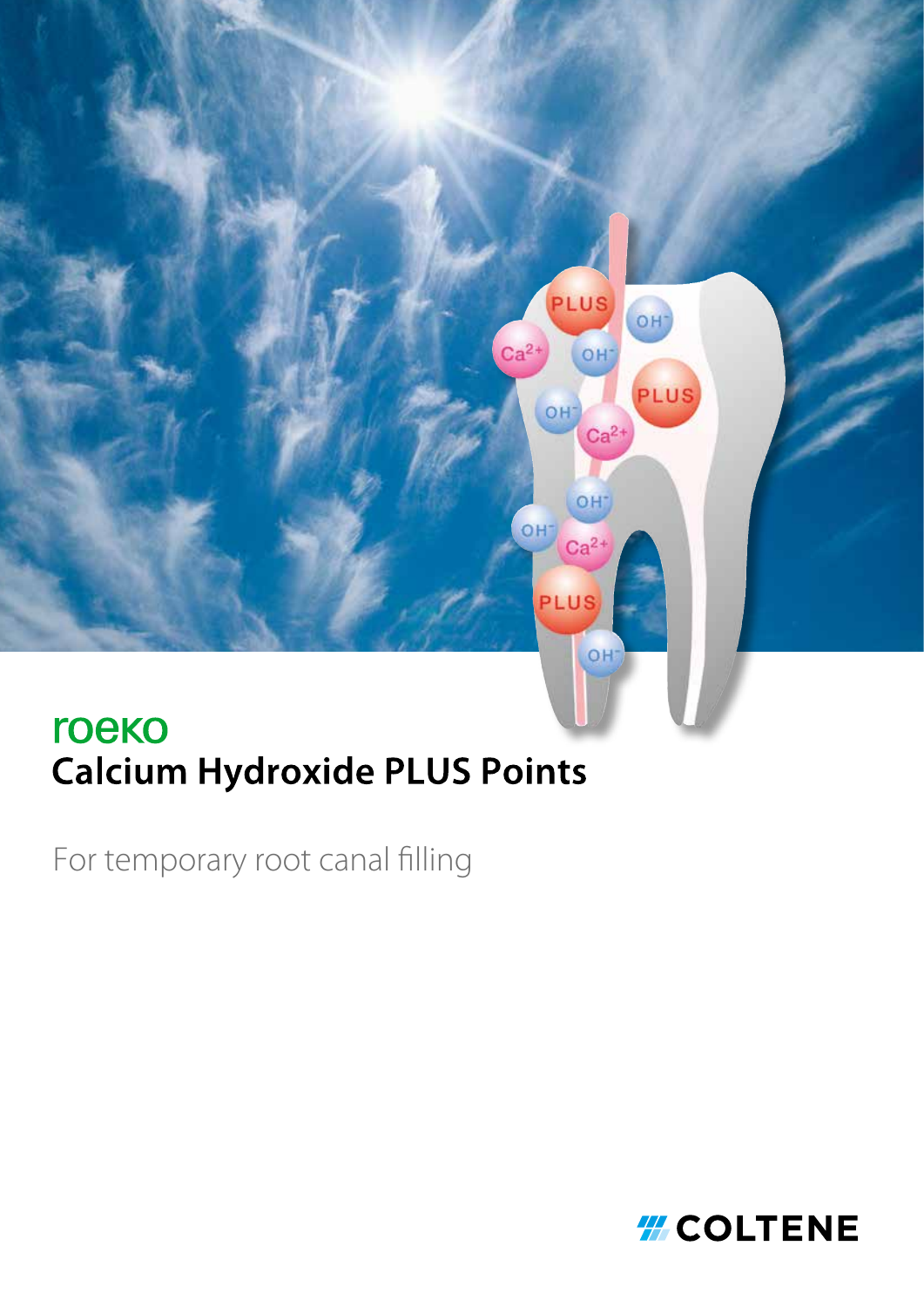roeko

# Calcium Hydroxide PLUS Points

For temporary root canal filling

COLTENE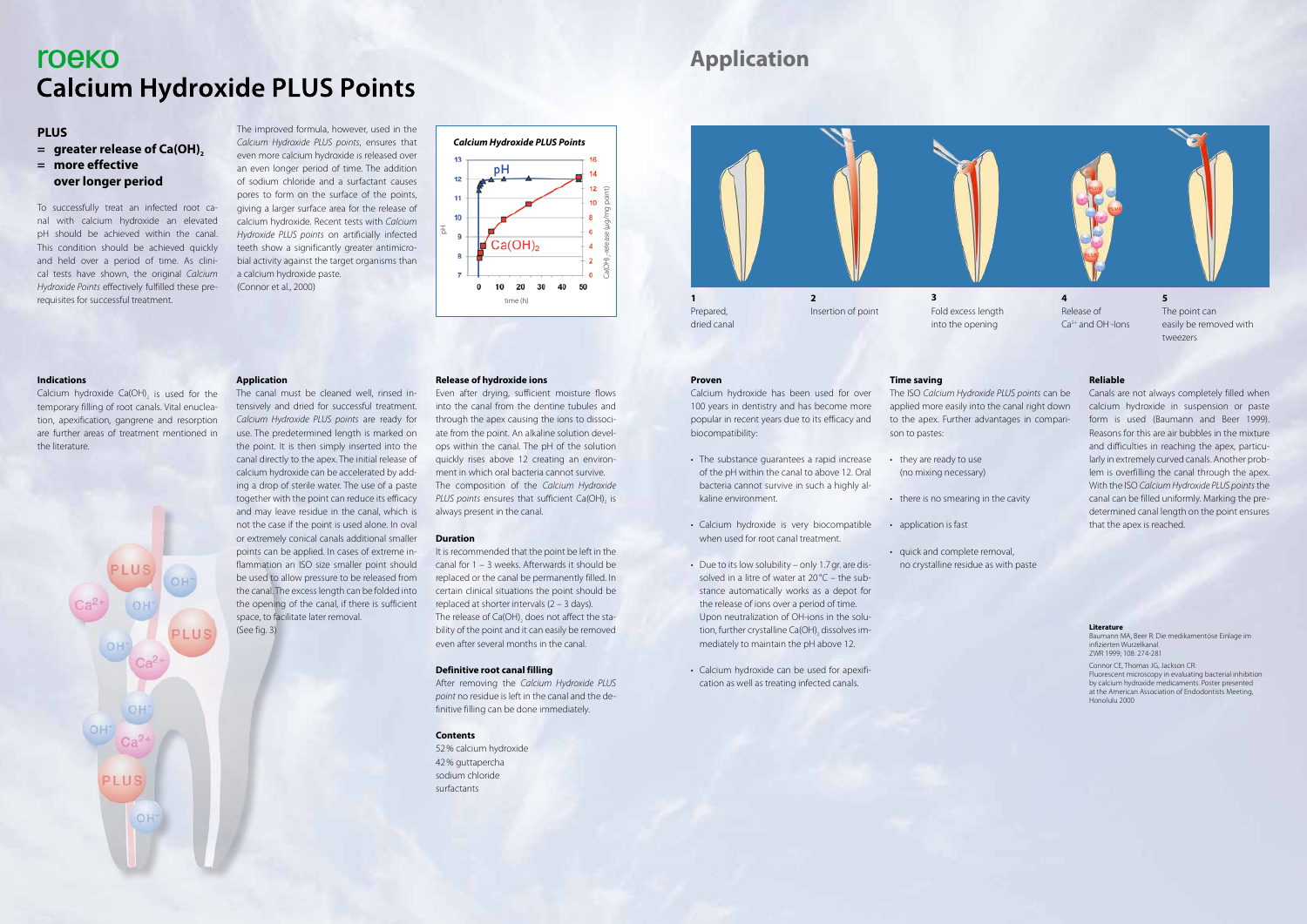roeko

# Calcium Hydroxide PLUS Points

## PLUS

**= greater release of $Ca(OH)_2$**
**= more effective**
**over longer period**

To successfully treat an infected root canal with calcium hydroxide an elevated pH should be achieved within the canal. This condition should be achieved quickly and held over a period of time. As clinical tests have shown, the original *Calcium Hydroxide Points* effectively fulfilled these prerequisites for successful treatment.

The improved formula, however, used in the *Calcium Hydroxide PLUS points*, ensures that even more calcium hydroxide is released over an even longer period of time. The addition of sodium chloride and a surfactant causes pores to form on the surface of the points, giving a larger surface area for the release of calcium hydroxide. Recent tests with *Calcium Hydroxide PLUS points* on artificially infected teeth show a significantly greater antimicrobial activity against the target organisms than a calcium hydroxide paste.
(Connor et al., 2000)

**Calcium Hydroxide PLUS Points**

### Indications

Calcium hydroxide $Ca(OH)_2$ is used for the temporary filling of root canals. Vital enucleation, apexification, gangrene and resorption are further areas of treatment mentioned in the literature.

### Application

The canal must be cleaned well, rinsed intensively and dried for successful treatment. *Calcium Hydroxide PLUS points* are ready for use. The predetermined length is marked on the point. It is then simply inserted into the canal directly to the apex. The initial release of calcium hydroxide can be accelerated by adding a drop of sterile water. The use of a paste together with the point can reduce its efficacy and may leave residue in the canal, which is not the case if the point is used alone. In oval or extremely conical canals additional smaller points can be applied. In cases of extreme inflammation an ISO size smaller point should be used to allow pressure to be released from the canal. The excess length can be folded into the opening of the canal, if there is sufficient space, to facilitate later removal.
(See fig. 3)

### Release of hydroxide ions

Even after drying, sufficient moisture flows into the canal from the dentine tubules and through the apex causing the ions to dissociate from the point. An alkaline solution develops within the canal. The pH of the solution quickly rises above 12 creating an environment in which oral bacteria cannot survive. The composition of the *Calcium Hydroxide PLUS points* ensures that sufficient $Ca(OH)_2$ is always present in the canal.

### Duration

It is recommended that the point be left in the canal for 1 – 3 weeks. Afterwards it should be replaced or the canal be permanently filled. In certain clinical situations the point should be replaced at shorter intervals (2 – 3 days).
The release of $Ca(OH)_2$ does not affect the stability of the point and it can easily be removed even after several months in the canal.

### Definitive root canal filling

After removing the *Calcium Hydroxide PLUS point* no residue is left in the canal and the definitive filling can be done immediately.

### Contents

52% calcium hydroxide
42% guttapercha
sodium chloride
surfactants

# Application

1 Prepared, dried canal

2 Insertion of point

3 Fold excess length into the opening

4 Release of $Ca^{2+}$ and OH-Ions

5 The point can easily be removed with tweezers

### Proven

Calcium hydroxide has been used for over 100 years in dentistry and has become more popular in recent years due to its efficacy and biocompatibility:

- The substance guarantees a rapid increase of the pH within the canal to above 12. Oral bacteria cannot survive in such a highly alkaline environment.
- Calcium hydroxide is very biocompatible when used for root canal treatment.
- Due to its low solubility – only 1.7 gr. are dissolved in a litre of water at 20 °C – the substance automatically works as a depot for the release of ions over a period of time. Upon neutralization of OH-ions in the solution, further crystalline $Ca(OH)_2$ dissolves immediately to maintain the pH above 12.
- Calcium hydroxide can be used for apexification as well as treating infected canals.

### Time saving

The ISO *Calcium Hydroxide PLUS points* can be applied more easily into the canal right down to the apex. Further advantages in comparison to pastes:

- they are ready to use (no mixing necessary)
- there is no smearing in the cavity
- application is fast
- quick and complete removal, no crystalline residue as with paste

### Reliable

Canals are not always completely filled when calcium hydroxide in suspension or paste form is used (Baumann and Beer 1999). Reasons for this are air bubbles in the mixture and difficulties in reaching the apex, particularly in extremely curved canals. Another problem is overfilling the canal through the apex. With the ISO *Calcium Hydroxide PLUS points* the canal can be filled uniformly. Marking the predetermined canal length on the point ensures that the apex is reached.

#### Literature

Baumann MA, Beer R: Die medikamentöse Einlage im infizierten Wurzelkanal. ZWR 1999; 108: 274-281

Connor CE, Thomas JG, Jackson CR: Fluorescent microscopy in evaluating bacterial inhibition by calcium hydroxide medicaments. Poster presented at the American Association of Endodontists Meeting, Honolulu 2000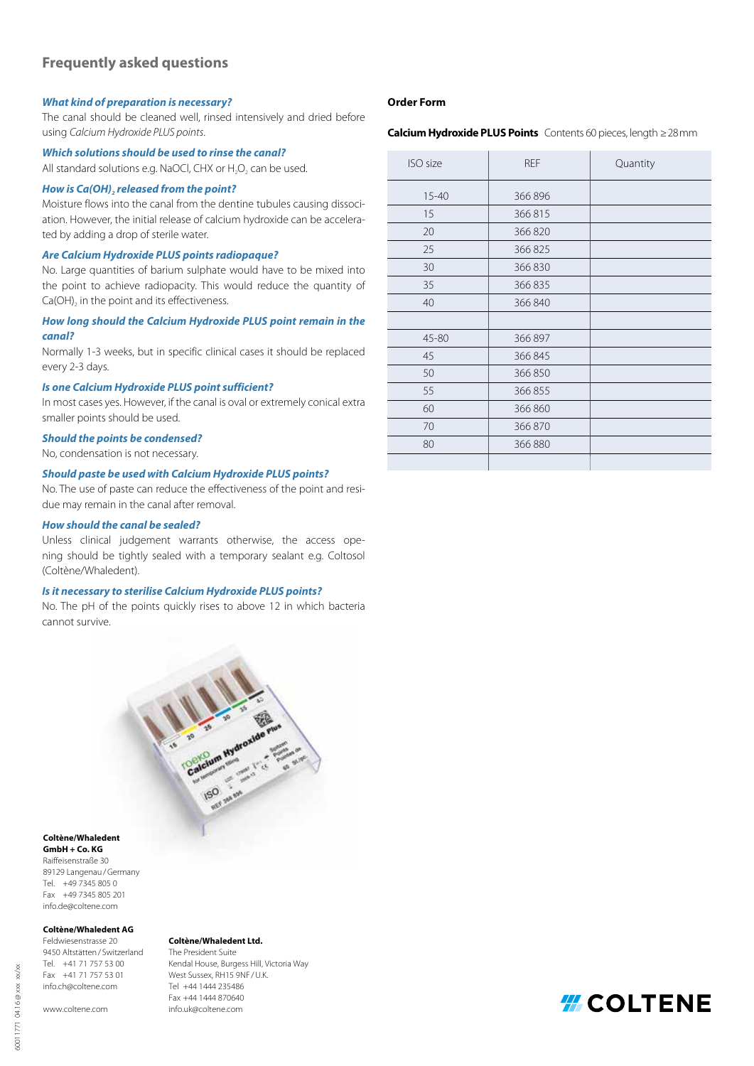## Frequently asked questions

***What kind of preparation is necessary?***

The canal should be cleaned well, rinsed intensively and dried before using *Calcium Hydroxide PLUS points*.

***Which solutions should be used to rinse the canal?***

All standard solutions e.g. NaOCl, CHX or $H_2O_2$ can be used.

***How is $Ca(OH)_2$ released from the point?***

Moisture flows into the canal from the dentine tubules causing dissociation. However, the initial release of calcium hydroxide can be accelerated by adding a drop of sterile water.

***Are Calcium Hydroxide PLUS points radiopaque?***

No. Large quantities of barium sulphate would have to be mixed into the point to achieve radiopacity. This would reduce the quantity of $Ca(OH)_2$ in the point and its effectiveness.

***How long should the Calcium Hydroxide PLUS point remain in the canal?***

Normally 1-3 weeks, but in specific clinical cases it should be replaced every 2-3 days.

***Is one Calcium Hydroxide PLUS point sufficient?***

In most cases yes. However, if the canal is oval or extremely conical extra smaller points should be used.

***Should the points be condensed?***

No, condensation is not necessary.

***Should paste be used with Calcium Hydroxide PLUS points?***

No. The use of paste can reduce the effectiveness of the point and residue may remain in the canal after removal.

***How should the canal be sealed?***

Unless clinical judgement warrants otherwise, the access opening should be tightly sealed with a temporary sealant e.g. Coltosol (Coltène/Whaledent).

***Is it necessary to sterilise Calcium Hydroxide PLUS points?***

No. The pH of the points quickly rises to above 12 in which bacteria cannot survive.

**Order Form**

**Calcium Hydroxide PLUS Points** Contents 60 pieces, length ≥ 28 mm

| ISO size | REF | Quantity |
|---|---|---|
| 15-40 | 366 896 | |
| 15 | 366 815 | |
| 20 | 366 820 | |
| 25 | 366 825 | |
| 30 | 366 830 | |
| 35 | 366 835 | |
| 40 | 366 840 | |
| | | |
| 45-80 | 366 897 | |
| 45 | 366 845 | |
| 50 | 366 850 | |
| 55 | 366 855 | |
| 60 | 366 860 | |
| 70 | 366 870 | |
| 80 | 366 880 | |
| | | |

**Coltène/Whaledent GmbH + Co. KG**
Raiffeisenstraße 30
89129 Langenau / Germany
Tel. +49 7345 805 0
Fax +49 7345 805 201
info.de@coltene.com

**Coltène/Whaledent AG**
Feldwiesenstrasse 20
9450 Altstätten / Switzerland
Tel. +41 71 757 53 00
Fax +41 71 757 53 01
info.ch@coltene.com

**Coltène/Whaledent Ltd.**
The President Suite
Kendal House, Burgess Hill, Victoria Way
West Sussex, RH15 9NF / U.K.
Tel +44 1444 235486
Fax +44 1444 870640
info.uk@coltene.com

www.coltene.com

COLTENE

60011771 04.16 @ xxx xx/xx